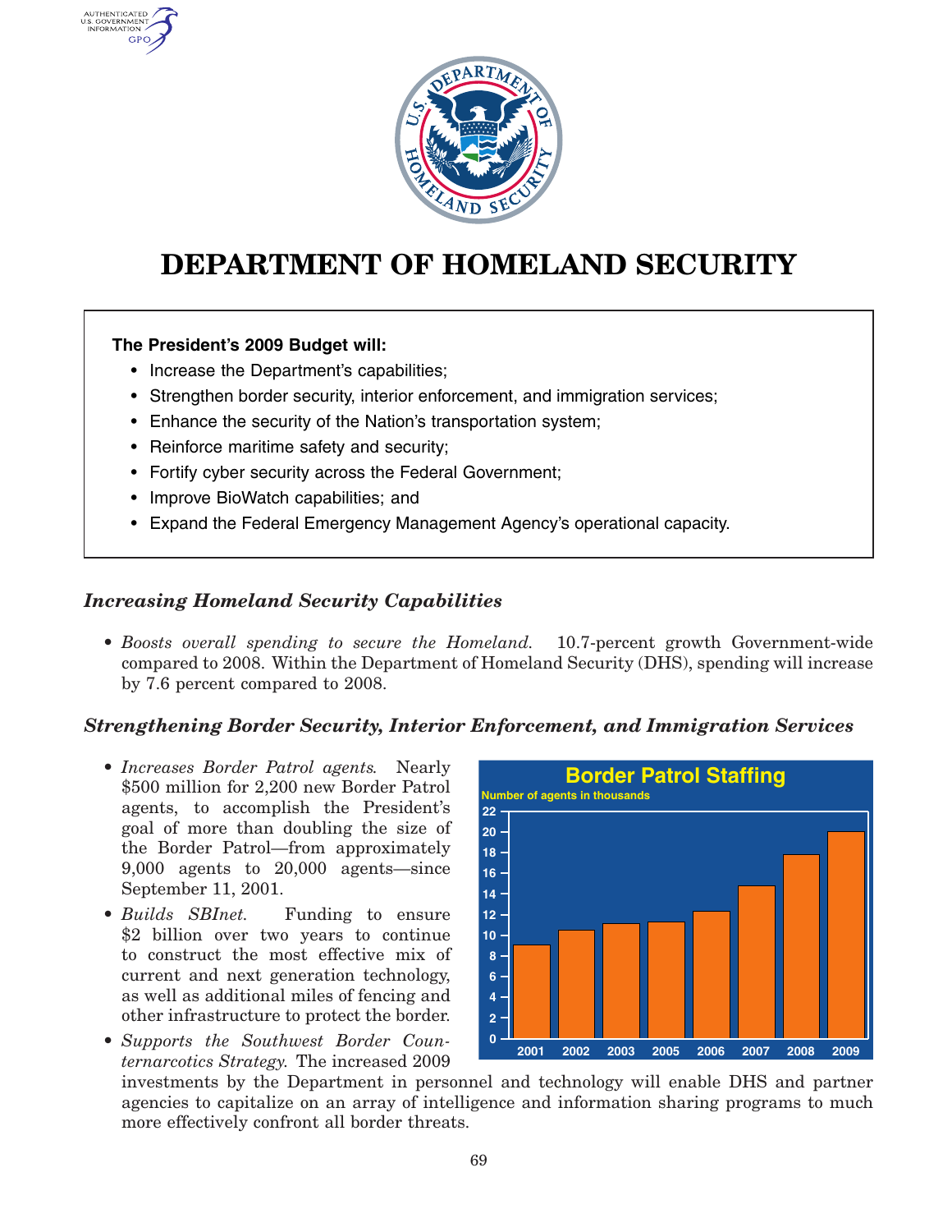# DEPARTMENT OF HOMELAND SECURITY

**The President's 2009 Budget will:**

- Increase the Department's capabilities;
- Strengthen border security, interior enforcement, and immigration services;
- Enhance the security of the Nation's transportation system;
- Reinforce maritime safety and security;
- Fortify cyber security across the Federal Government;
- Improve BioWatch capabilities; and
- Expand the Federal Emergency Management Agency's operational capacity.

## *Increasing Homeland Security Capabilities*

- *Boosts overall spending to secure the Homeland.* 10.7-percent growth Government-wide compared to 2008. Within the Department of Homeland Security (DHS), spending will increase by 7.6 percent compared to 2008.

## *Strengthening Border Security, Interior Enforcement, and Immigration Services*

- *Increases Border Patrol agents.* Nearly $500 million for 2,200 new Border Patrol agents, to accomplish the President's goal of more than doubling the size of the Border Patrol—from approximately 9,000 agents to 20,000 agents—since September 11, 2001.
- *Builds SBInet.* Funding to ensure $2 billion over two years to continue to construct the most effective mix of current and next generation technology, as well as additional miles of fencing and other infrastructure to protect the border.
- *Supports the Southwest Border Counternarcotics Strategy.* The increased 2009 investments by the Department in personnel and technology will enable DHS and partner agencies to capitalize on an array of intelligence and information sharing programs to much more effectively confront all border threats.

**Border Patrol Staffing**

Number of agents in thousands

| Year | 2001 | 2002 | 2003 | 2005 | 2006 | 2007 | 2008 | 2009 |
|---|---|---|---|---|---|---|---|---|
| Agents (thousands) | ~9 | ~10.5 | ~11 | ~11.2 | ~12.3 | ~14.8 | ~17.8 | ~20 |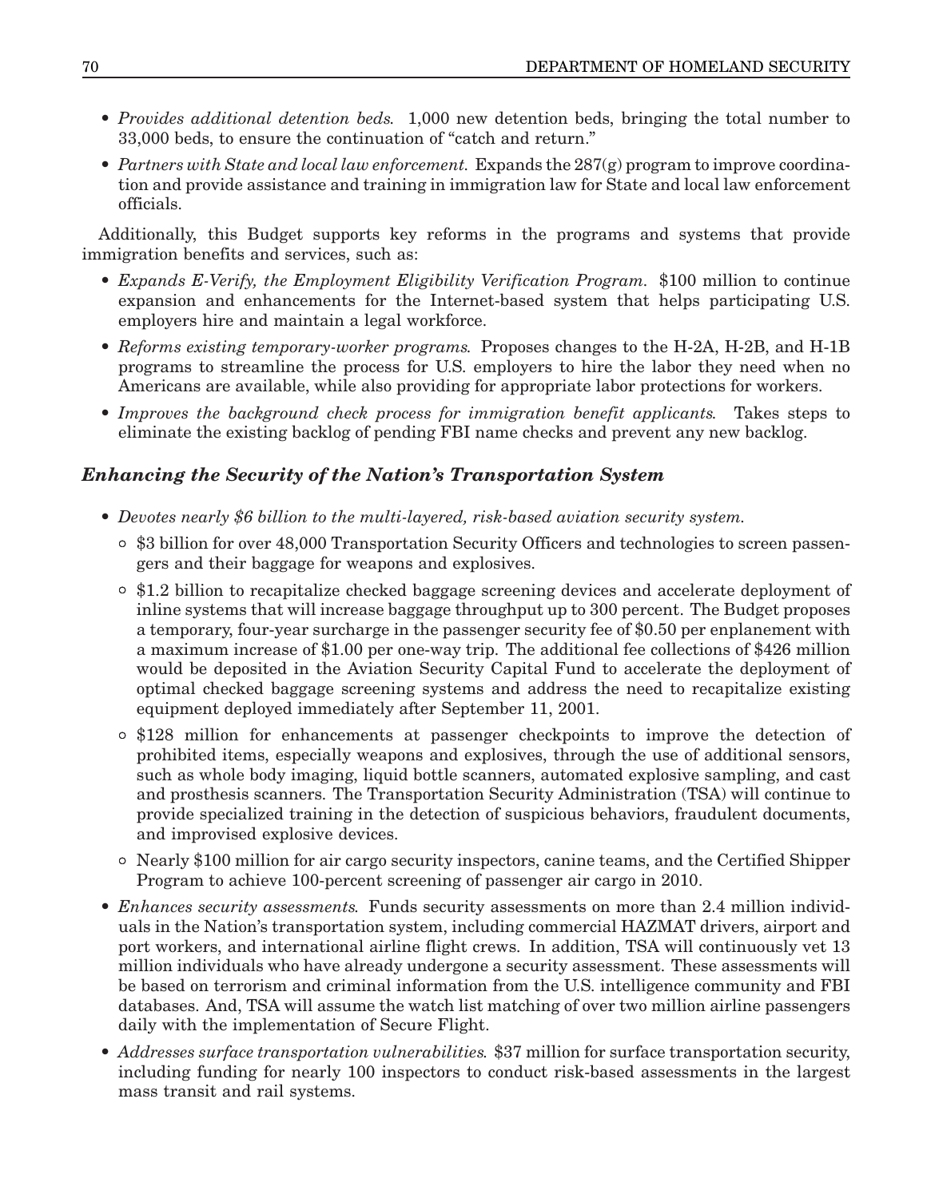- *Provides additional detention beds.* 1,000 new detention beds, bringing the total number to 33,000 beds, to ensure the continuation of "catch and return."
- *Partners with State and local law enforcement.* Expands the 287(g) program to improve coordination and provide assistance and training in immigration law for State and local law enforcement officials.

Additionally, this Budget supports key reforms in the programs and systems that provide immigration benefits and services, such as:

- *Expands E-Verify, the Employment Eligibility Verification Program.* $100 million to continue expansion and enhancements for the Internet-based system that helps participating U.S. employers hire and maintain a legal workforce.
- *Reforms existing temporary-worker programs.* Proposes changes to the H-2A, H-2B, and H-1B programs to streamline the process for U.S. employers to hire the labor they need when no Americans are available, while also providing for appropriate labor protections for workers.
- *Improves the background check process for immigration benefit applicants.* Takes steps to eliminate the existing backlog of pending FBI name checks and prevent any new backlog.

### *Enhancing the Security of the Nation's Transportation System*

- *Devotes nearly $6 billion to the multi-layered, risk-based aviation security system.*
  - $3 billion for over 48,000 Transportation Security Officers and technologies to screen passengers and their baggage for weapons and explosives.
  - $1.2 billion to recapitalize checked baggage screening devices and accelerate deployment of inline systems that will increase baggage throughput up to 300 percent. The Budget proposes a temporary, four-year surcharge in the passenger security fee of $0.50 per enplanement with a maximum increase of $1.00 per one-way trip. The additional fee collections of $426 million would be deposited in the Aviation Security Capital Fund to accelerate the deployment of optimal checked baggage screening systems and address the need to recapitalize existing equipment deployed immediately after September 11, 2001.
  - $128 million for enhancements at passenger checkpoints to improve the detection of prohibited items, especially weapons and explosives, through the use of additional sensors, such as whole body imaging, liquid bottle scanners, automated explosive sampling, and cast and prosthesis scanners. The Transportation Security Administration (TSA) will continue to provide specialized training in the detection of suspicious behaviors, fraudulent documents, and improvised explosive devices.
  - Nearly $100 million for air cargo security inspectors, canine teams, and the Certified Shipper Program to achieve 100-percent screening of passenger air cargo in 2010.
- *Enhances security assessments.* Funds security assessments on more than 2.4 million individuals in the Nation's transportation system, including commercial HAZMAT drivers, airport and port workers, and international airline flight crews. In addition, TSA will continuously vet 13 million individuals who have already undergone a security assessment. These assessments will be based on terrorism and criminal information from the U.S. intelligence community and FBI databases. And, TSA will assume the watch list matching of over two million airline passengers daily with the implementation of Secure Flight.
- *Addresses surface transportation vulnerabilities.* $37 million for surface transportation security, including funding for nearly 100 inspectors to conduct risk-based assessments in the largest mass transit and rail systems.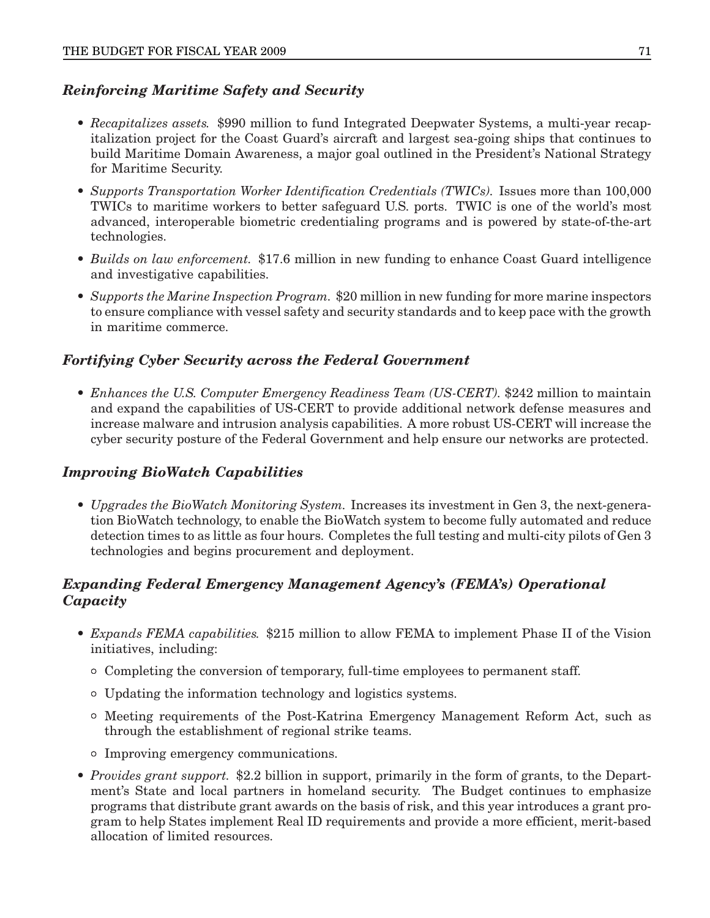### *Reinforcing Maritime Safety and Security*

- *Recapitalizes assets.* $990 million to fund Integrated Deepwater Systems, a multi-year recapitalization project for the Coast Guard's aircraft and largest sea-going ships that continues to build Maritime Domain Awareness, a major goal outlined in the President's National Strategy for Maritime Security.
- *Supports Transportation Worker Identification Credentials (TWICs).* Issues more than 100,000 TWICs to maritime workers to better safeguard U.S. ports. TWIC is one of the world's most advanced, interoperable biometric credentialing programs and is powered by state-of-the-art technologies.
- *Builds on law enforcement.* $17.6 million in new funding to enhance Coast Guard intelligence and investigative capabilities.
- *Supports the Marine Inspection Program.* $20 million in new funding for more marine inspectors to ensure compliance with vessel safety and security standards and to keep pace with the growth in maritime commerce.

### *Fortifying Cyber Security across the Federal Government*

- *Enhances the U.S. Computer Emergency Readiness Team (US-CERT).* $242 million to maintain and expand the capabilities of US-CERT to provide additional network defense measures and increase malware and intrusion analysis capabilities. A more robust US-CERT will increase the cyber security posture of the Federal Government and help ensure our networks are protected.

### *Improving BioWatch Capabilities*

- *Upgrades the BioWatch Monitoring System.* Increases its investment in Gen 3, the next-generation BioWatch technology, to enable the BioWatch system to become fully automated and reduce detection times to as little as four hours. Completes the full testing and multi-city pilots of Gen 3 technologies and begins procurement and deployment.

### *Expanding Federal Emergency Management Agency's (FEMA's) Operational Capacity*

- *Expands FEMA capabilities.* $215 million to allow FEMA to implement Phase II of the Vision initiatives, including:
  - Completing the conversion of temporary, full-time employees to permanent staff.
  - Updating the information technology and logistics systems.
  - Meeting requirements of the Post-Katrina Emergency Management Reform Act, such as through the establishment of regional strike teams.
  - Improving emergency communications.
- *Provides grant support.* $2.2 billion in support, primarily in the form of grants, to the Department's State and local partners in homeland security. The Budget continues to emphasize programs that distribute grant awards on the basis of risk, and this year introduces a grant program to help States implement Real ID requirements and provide a more efficient, merit-based allocation of limited resources.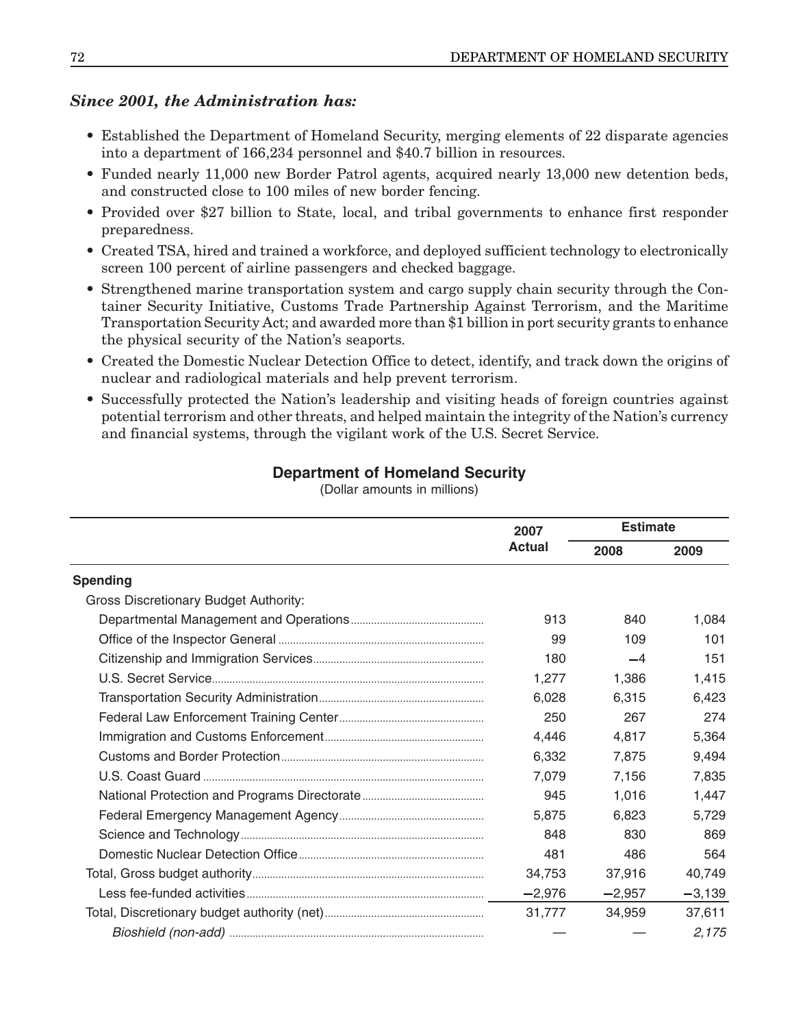***Since 2001, the Administration has:***

- Established the Department of Homeland Security, merging elements of 22 disparate agencies into a department of 166,234 personnel and $40.7 billion in resources.
- Funded nearly 11,000 new Border Patrol agents, acquired nearly 13,000 new detention beds, and constructed close to 100 miles of new border fencing.
- Provided over $27 billion to State, local, and tribal governments to enhance first responder preparedness.
- Created TSA, hired and trained a workforce, and deployed sufficient technology to electronically screen 100 percent of airline passengers and checked baggage.
- Strengthened marine transportation system and cargo supply chain security through the Container Security Initiative, Customs Trade Partnership Against Terrorism, and the Maritime Transportation Security Act; and awarded more than $1 billion in port security grants to enhance the physical security of the Nation's seaports.
- Created the Domestic Nuclear Detection Office to detect, identify, and track down the origins of nuclear and radiological materials and help prevent terrorism.
- Successfully protected the Nation's leadership and visiting heads of foreign countries against potential terrorism and other threats, and helped maintain the integrity of the Nation's currency and financial systems, through the vigilant work of the U.S. Secret Service.

**Department of Homeland Security**

(Dollar amounts in millions)

| | 2007 Actual | Estimate | |
|---|---|---|---|
| | | 2008 | 2009 |
| **Spending** | | | |
| Gross Discretionary Budget Authority: | | | |
| Departmental Management and Operations | 913 | 840 | 1,084 |
| Office of the Inspector General | 99 | 109 | 101 |
| Citizenship and Immigration Services | 180 | −4 | 151 |
| U.S. Secret Service | 1,277 | 1,386 | 1,415 |
| Transportation Security Administration | 6,028 | 6,315 | 6,423 |
| Federal Law Enforcement Training Center | 250 | 267 | 274 |
| Immigration and Customs Enforcement | 4,446 | 4,817 | 5,364 |
| Customs and Border Protection | 6,332 | 7,875 | 9,494 |
| U.S. Coast Guard | 7,079 | 7,156 | 7,835 |
| National Protection and Programs Directorate | 945 | 1,016 | 1,447 |
| Federal Emergency Management Agency | 5,875 | 6,823 | 5,729 |
| Science and Technology | 848 | 830 | 869 |
| Domestic Nuclear Detection Office | 481 | 486 | 564 |
| Total, Gross budget authority | 34,753 | 37,916 | 40,749 |
| Less fee-funded activities | −2,976 | −2,957 | −3,139 |
| Total, Discretionary budget authority (net) | 31,777 | 34,959 | 37,611 |
| *Bioshield (non-add)* | — | — | *2,175* |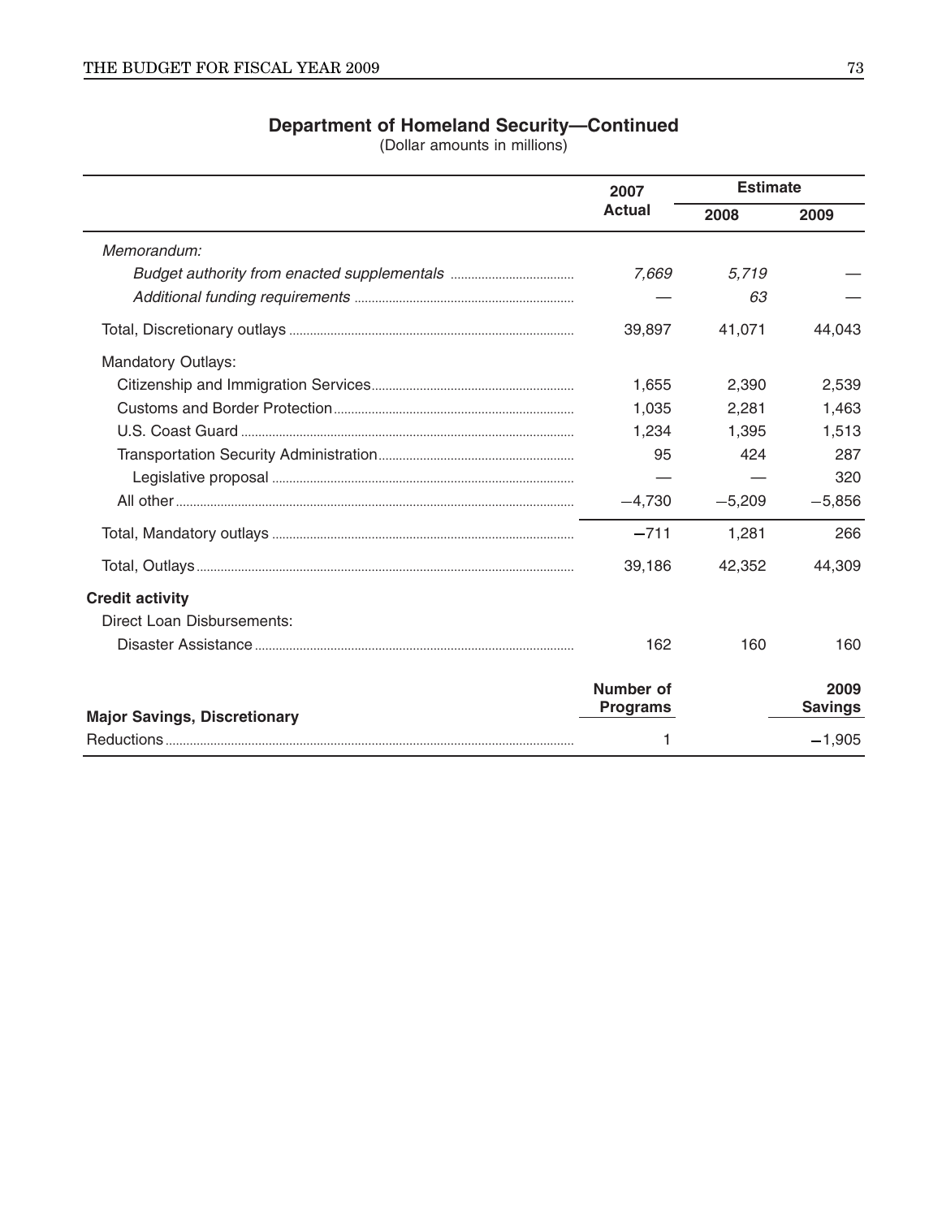## Department of Homeland Security—Continued

(Dollar amounts in millions)

| | 2007 Actual | Estimate | |
|---|---|---|---|
| | | 2008 | 2009 |
| *Memorandum:* | | | |
| *Budget authority from enacted supplementals* | *7,669* | *5,719* | — |
| *Additional funding requirements* | — | *63* | — |
| Total, Discretionary outlays | 39,897 | 41,071 | 44,043 |
| Mandatory Outlays: | | | |
| Citizenship and Immigration Services | 1,655 | 2,390 | 2,539 |
| Customs and Border Protection | 1,035 | 2,281 | 1,463 |
| U.S. Coast Guard | 1,234 | 1,395 | 1,513 |
| Transportation Security Administration | 95 | 424 | 287 |
| Legislative proposal | — | — | 320 |
| All other | −4,730 | −5,209 | −5,856 |
| Total, Mandatory outlays | −711 | 1,281 | 266 |
| Total, Outlays | 39,186 | 42,352 | 44,309 |
| **Credit activity** | | | |
| Direct Loan Disbursements: | | | |
| Disaster Assistance | 162 | 160 | 160 |

| **Major Savings, Discretionary** | **Number of Programs** | **2009 Savings** |
|---|---|---|
| Reductions | 1 | −1,905 |